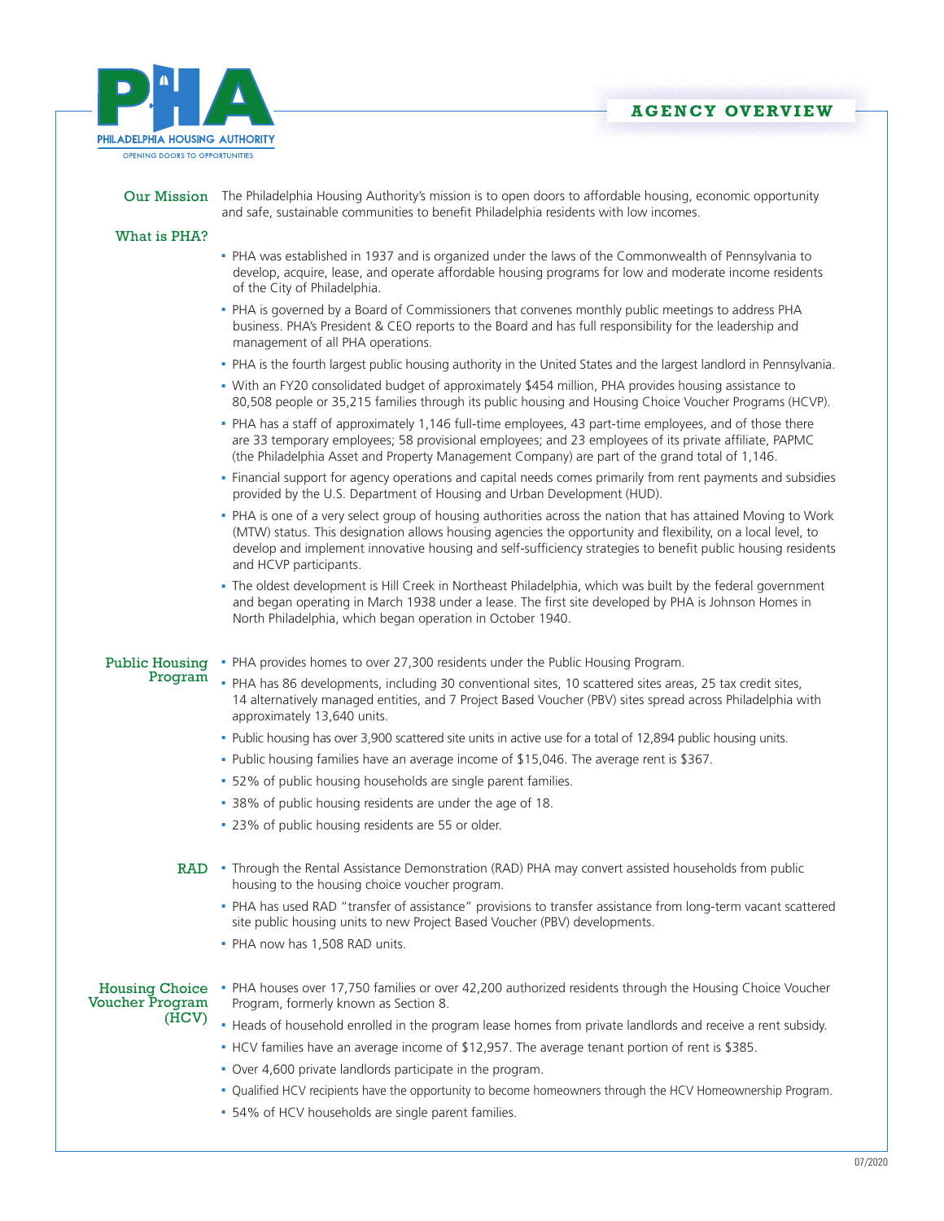# PHA — Philadelphia Housing Authority

OPENING DOORS TO OPPORTUNITIES

## AGENCY OVERVIEW

### Our Mission

The Philadelphia Housing Authority's mission is to open doors to affordable housing, economic opportunity and safe, sustainable communities to benefit Philadelphia residents with low incomes.

### What is PHA?

- PHA was established in 1937 and is organized under the laws of the Commonwealth of Pennsylvania to develop, acquire, lease, and operate affordable housing programs for low and moderate income residents of the City of Philadelphia.
- PHA is governed by a Board of Commissioners that convenes monthly public meetings to address PHA business. PHA's President & CEO reports to the Board and has full responsibility for the leadership and management of all PHA operations.
- PHA is the fourth largest public housing authority in the United States and the largest landlord in Pennsylvania.
- With an FY20 consolidated budget of approximately $454 million, PHA provides housing assistance to 80,508 people or 35,215 families through its public housing and Housing Choice Voucher Programs (HCVP).
- PHA has a staff of approximately 1,146 full-time employees, 43 part-time employees, and of those there are 33 temporary employees; 58 provisional employees; and 23 employees of its private affiliate, PAPMC (the Philadelphia Asset and Property Management Company) are part of the grand total of 1,146.
- Financial support for agency operations and capital needs comes primarily from rent payments and subsidies provided by the U.S. Department of Housing and Urban Development (HUD).
- PHA is one of a very select group of housing authorities across the nation that has attained Moving to Work (MTW) status. This designation allows housing agencies the opportunity and flexibility, on a local level, to develop and implement innovative housing and self-sufficiency strategies to benefit public housing residents and HCVP participants.
- The oldest development is Hill Creek in Northeast Philadelphia, which was built by the federal government and began operating in March 1938 under a lease. The first site developed by PHA is Johnson Homes in North Philadelphia, which began operation in October 1940.

### Public Housing Program

- PHA provides homes to over 27,300 residents under the Public Housing Program.
- PHA has 86 developments, including 30 conventional sites, 10 scattered sites areas, 25 tax credit sites, 14 alternatively managed entities, and 7 Project Based Voucher (PBV) sites spread across Philadelphia with approximately 13,640 units.
- Public housing has over 3,900 scattered site units in active use for a total of 12,894 public housing units.
- Public housing families have an average income of $15,046. The average rent is $367.
- 52% of public housing households are single parent families.
- 38% of public housing residents are under the age of 18.
- 23% of public housing residents are 55 or older.

### RAD

- Through the Rental Assistance Demonstration (RAD) PHA may convert assisted households from public housing to the housing choice voucher program.
- PHA has used RAD "transfer of assistance" provisions to transfer assistance from long-term vacant scattered site public housing units to new Project Based Voucher (PBV) developments.
- PHA now has 1,508 RAD units.

### Housing Choice Voucher Program (HCV)

- PHA houses over 17,750 families or over 42,200 authorized residents through the Housing Choice Voucher Program, formerly known as Section 8.
- Heads of household enrolled in the program lease homes from private landlords and receive a rent subsidy.
- HCV families have an average income of $12,957. The average tenant portion of rent is $385.
- Over 4,600 private landlords participate in the program.
- Qualified HCV recipients have the opportunity to become homeowners through the HCV Homeownership Program.
- 54% of HCV households are single parent families.

07/2020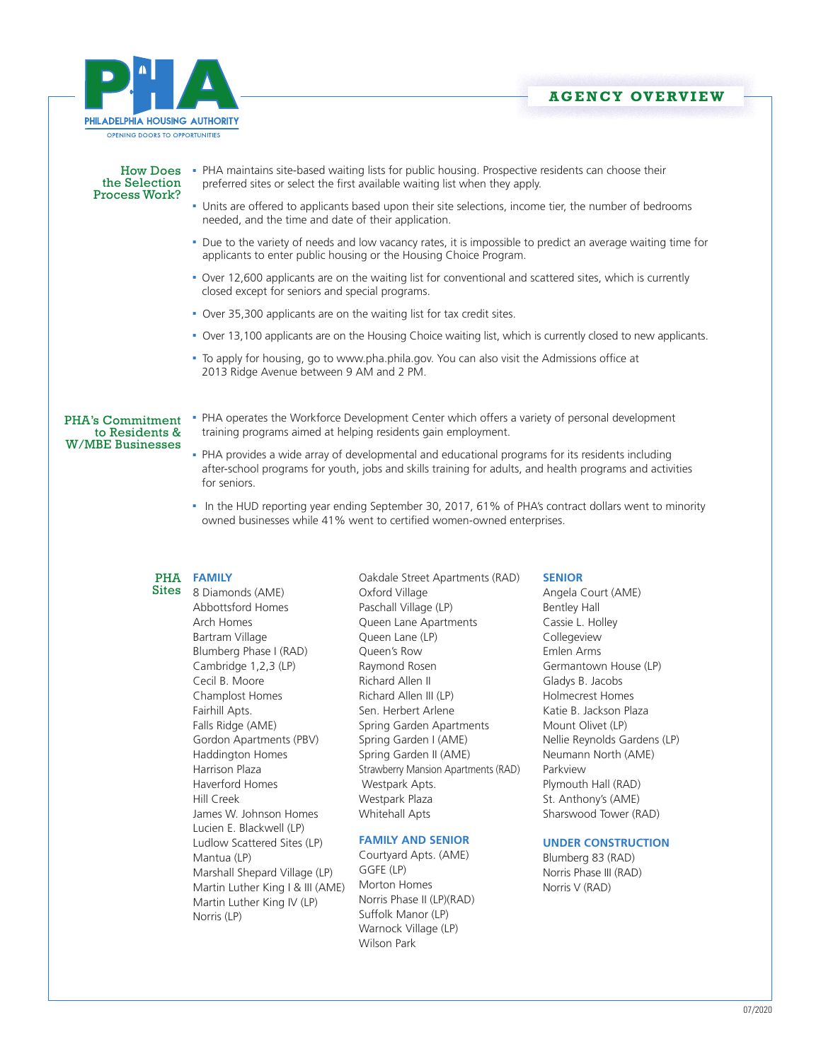PHILADELPHIA HOUSING AUTHORITY

OPENING DOORS TO OPPORTUNITIES

# AGENCY OVERVIEW

## How Does the Selection Process Work?

- PHA maintains site-based waiting lists for public housing. Prospective residents can choose their preferred sites or select the first available waiting list when they apply.
- Units are offered to applicants based upon their site selections, income tier, the number of bedrooms needed, and the time and date of their application.
- Due to the variety of needs and low vacancy rates, it is impossible to predict an average waiting time for applicants to enter public housing or the Housing Choice Program.
- Over 12,600 applicants are on the waiting list for conventional and scattered sites, which is currently closed except for seniors and special programs.
- Over 35,300 applicants are on the waiting list for tax credit sites.
- Over 13,100 applicants are on the Housing Choice waiting list, which is currently closed to new applicants.
- To apply for housing, go to www.pha.phila.gov. You can also visit the Admissions office at 2013 Ridge Avenue between 9 AM and 2 PM.

## PHA's Commitment to Residents & W/MBE Businesses

- PHA operates the Workforce Development Center which offers a variety of personal development training programs aimed at helping residents gain employment.
- PHA provides a wide array of developmental and educational programs for its residents including after-school programs for youth, jobs and skills training for adults, and health programs and activities for seniors.
- In the HUD reporting year ending September 30, 2017, 61% of PHA's contract dollars went to minority owned businesses while 41% went to certified women-owned enterprises.

## PHA Sites

### FAMILY

8 Diamonds (AME)
Abbottsford Homes
Arch Homes
Bartram Village
Blumberg Phase I (RAD)
Cambridge 1,2,3 (LP)
Cecil B. Moore
Champlost Homes
Fairhill Apts.
Falls Ridge (AME)
Gordon Apartments (PBV)
Haddington Homes
Harrison Plaza
Haverford Homes
Hill Creek
James W. Johnson Homes
Lucien E. Blackwell (LP)
Ludlow Scattered Sites (LP)
Mantua (LP)
Marshall Shepard Village (LP)
Martin Luther King I & III (AME)
Martin Luther King IV (LP)
Norris (LP)
Oakdale Street Apartments (RAD)
Oxford Village
Paschall Village (LP)
Queen Lane Apartments
Queen Lane (LP)
Queen's Row
Raymond Rosen
Richard Allen II
Richard Allen III (LP)
Sen. Herbert Arlene
Spring Garden Apartments
Spring Garden I (AME)
Spring Garden II (AME)
Strawberry Mansion Apartments (RAD)
Westpark Apts.
Westpark Plaza
Whitehall Apts

### FAMILY AND SENIOR

Courtyard Apts. (AME)
GGFE (LP)
Morton Homes
Norris Phase II (LP)(RAD)
Suffolk Manor (LP)
Warnock Village (LP)
Wilson Park

### SENIOR

Angela Court (AME)
Bentley Hall
Cassie L. Holley
Collegeview
Emlen Arms
Germantown House (LP)
Gladys B. Jacobs
Holmecrest Homes
Katie B. Jackson Plaza
Mount Olivet (LP)
Nellie Reynolds Gardens (LP)
Neumann North (AME)
Parkview
Plymouth Hall (RAD)
St. Anthony's (AME)
Sharswood Tower (RAD)

### UNDER CONSTRUCTION

Blumberg 83 (RAD)
Norris Phase III (RAD)
Norris V (RAD)

07/2020